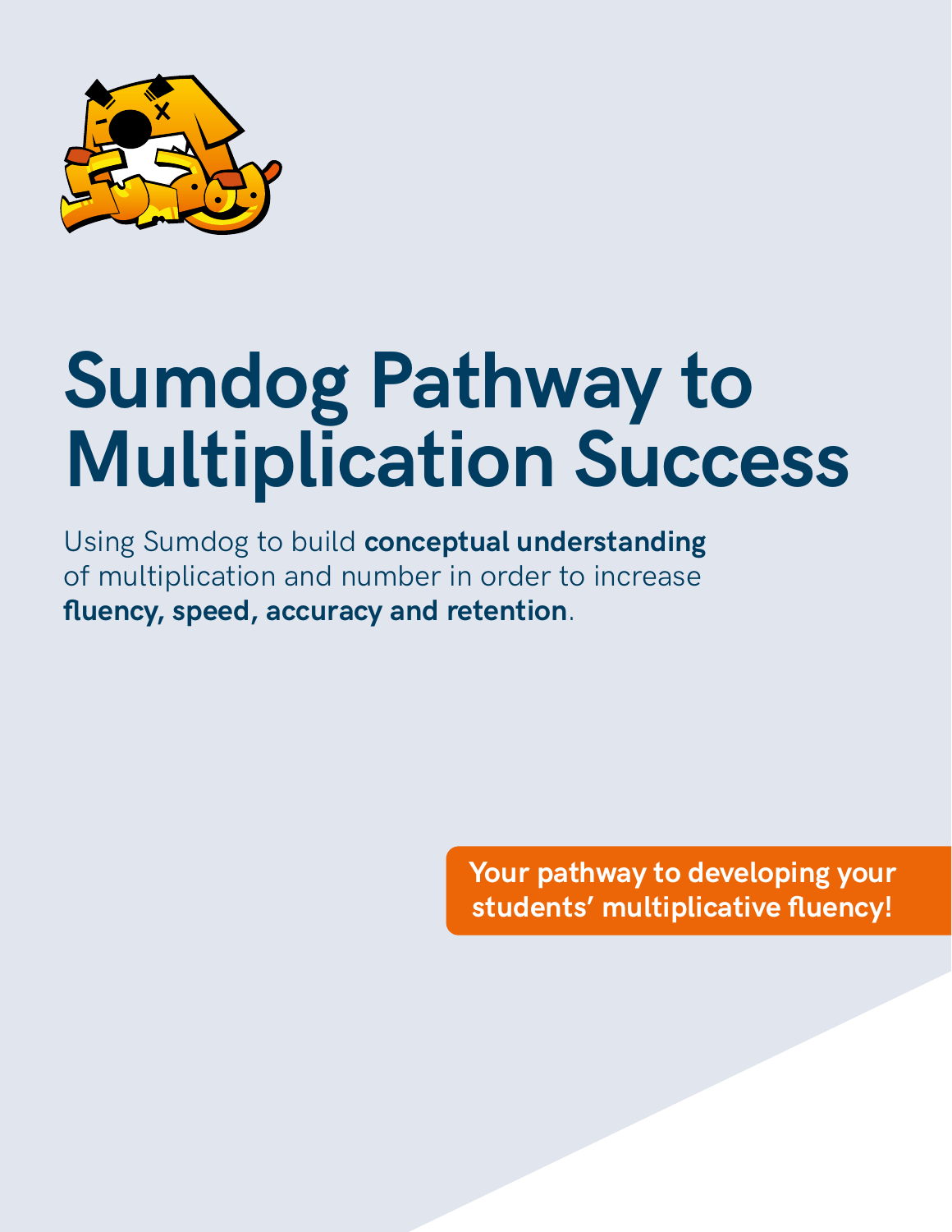# Sumdog Pathway to Multiplication Success

Using Sumdog to build **conceptual understanding** of multiplication and number in order to increase **fluency, speed, accuracy and retention**.

**Your pathway to developing your students' multiplicative fluency!**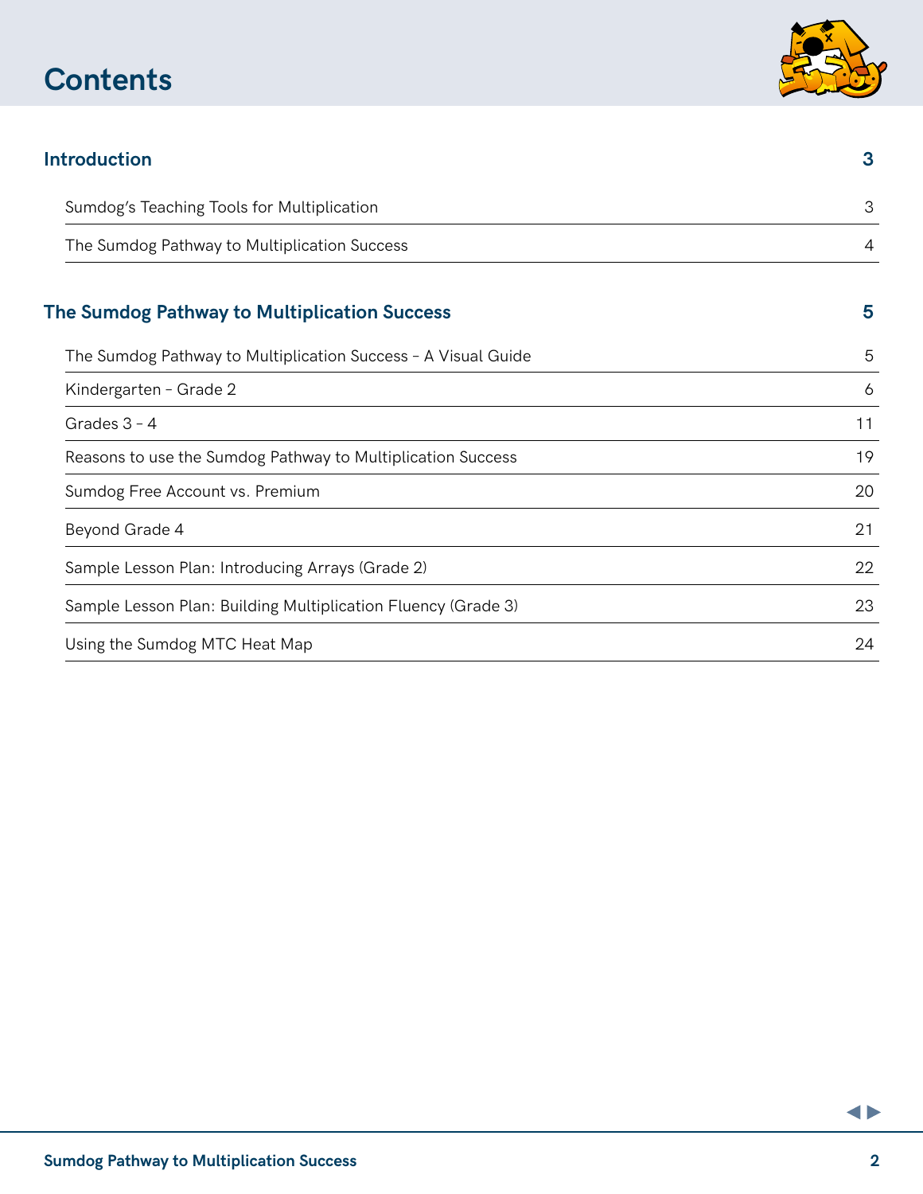# Contents

| Section | Page |
|---|---|
| **Introduction** | **3** |
| Sumdog's Teaching Tools for Multiplication | 3 |
| The Sumdog Pathway to Multiplication Success | 4 |
| **The Sumdog Pathway to Multiplication Success** | **5** |
| The Sumdog Pathway to Multiplication Success – A Visual Guide | 5 |
| Kindergarten – Grade 2 | 6 |
| Grades 3 – 4 | 11 |
| Reasons to use the Sumdog Pathway to Multiplication Success | 19 |
| Sumdog Free Account vs. Premium | 20 |
| Beyond Grade 4 | 21 |
| Sample Lesson Plan: Introducing Arrays (Grade 2) | 22 |
| Sample Lesson Plan: Building Multiplication Fluency (Grade 3) | 23 |
| Using the Sumdog MTC Heat Map | 24 |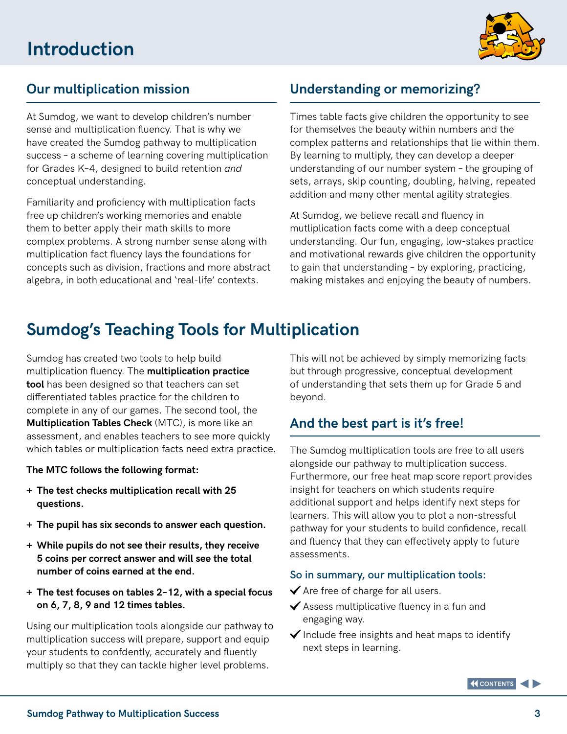# Introduction

## Our multiplication mission

At Sumdog, we want to develop children's number sense and multiplication fluency. That is why we have created the Sumdog pathway to multiplication success – a scheme of learning covering multiplication for Grades K–4, designed to build retention *and* conceptual understanding.

Familiarity and proficiency with multiplication facts free up children's working memories and enable them to better apply their math skills to more complex problems. A strong number sense along with multiplication fact fluency lays the foundations for concepts such as division, fractions and more abstract algebra, in both educational and 'real-life' contexts.

## Understanding or memorizing?

Times table facts give children the opportunity to see for themselves the beauty within numbers and the complex patterns and relationships that lie within them. By learning to multiply, they can develop a deeper understanding of our number system – the grouping of sets, arrays, skip counting, doubling, halving, repeated addition and many other mental agility strategies.

At Sumdog, we believe recall and fluency in mutliplication facts come with a deep conceptual understanding. Our fun, engaging, low-stakes practice and motivational rewards give children the opportunity to gain that understanding – by exploring, practicing, making mistakes and enjoying the beauty of numbers.

# Sumdog's Teaching Tools for Multiplication

Sumdog has created two tools to help build multiplication fluency. The **multiplication practice tool** has been designed so that teachers can set differentiated tables practice for the children to complete in any of our games. The second tool, the **Multiplication Tables Check** (MTC), is more like an assessment, and enables teachers to see more quickly which tables or multiplication facts need extra practice.

**The MTC follows the following format:**

+ **The test checks multiplication recall with 25 questions.**
+ **The pupil has six seconds to answer each question.**
+ **While pupils do not see their results, they receive 5 coins per correct answer and will see the total number of coins earned at the end.**
+ **The test focuses on tables 2–12, with a special focus on 6, 7, 8, 9 and 12 times tables.**

Using our multiplication tools alongside our pathway to multiplication success will prepare, support and equip your students to confdently, accurately and fluently multiply so that they can tackle higher level problems.

This will not be achieved by simply memorizing facts but through progressive, conceptual development of understanding that sets them up for Grade 5 and beyond.

## And the best part is it's free!

The Sumdog multiplication tools are free to all users alongside our pathway to multiplication success. Furthermore, our free heat map score report provides insight for teachers on which students require additional support and helps identify next steps for learners. This will allow you to plot a non-stressful pathway for your students to build confidence, recall and fluency that they can effectively apply to future assessments.

### So in summary, our multiplication tools:

- ✔ Are free of charge for all users.
- ✔ Assess multiplicative fluency in a fun and engaging way.
- ✔ Include free insights and heat maps to identify next steps in learning.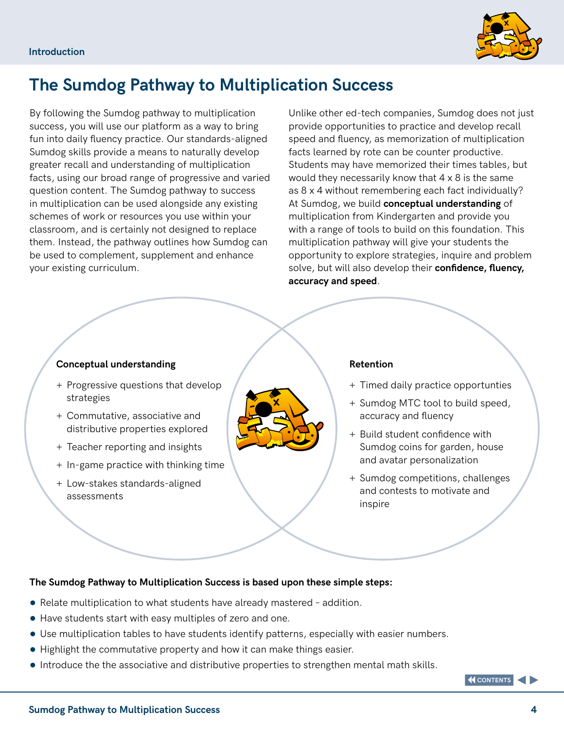## The Sumdog Pathway to Multiplication Success

By following the Sumdog pathway to multiplication success, you will use our platform as a way to bring fun into daily fluency practice. Our standards-aligned Sumdog skills provide a means to naturally develop greater recall and understanding of multiplication facts, using our broad range of progressive and varied question content. The Sumdog pathway to success in multiplication can be used alongside any existing schemes of work or resources you use within your classroom, and is certainly not designed to replace them. Instead, the pathway outlines how Sumdog can be used to complement, supplement and enhance your existing curriculum.

Unlike other ed-tech companies, Sumdog does not just provide opportunities to practice and develop recall speed and fluency, as memorization of multiplication facts learned by rote can be counter productive. Students may have memorized their times tables, but would they necessarily know that 4 x 8 is the same as 8 x 4 without remembering each fact individually? At Sumdog, we build **conceptual understanding** of multiplication from Kindergarten and provide you with a range of tools to build on this foundation. This multiplication pathway will give your students the opportunity to explore strategies, inquire and problem solve, but will also develop their **confidence, fluency, accuracy and speed**.

**Conceptual understanding**

+ Progressive questions that develop strategies
+ Commutative, associative and distributive properties explored
+ Teacher reporting and insights
+ In-game practice with thinking time
+ Low-stakes standards-aligned assessments

**Retention**

+ Timed daily practice opportunties
+ Sumdog MTC tool to build speed, accuracy and fluency
+ Build student confidence with Sumdog coins for garden, house and avatar personalization
+ Sumdog competitions, challenges and contests to motivate and inspire

**The Sumdog Pathway to Multiplication Success is based upon these simple steps:**

- Relate multiplication to what students have already mastered – addition.
- Have students start with easy multiples of zero and one.
- Use multiplication tables to have students identify patterns, especially with easier numbers.
- Highlight the commutative property and how it can make things easier.
- Introduce the the associative and distributive properties to strengthen mental math skills.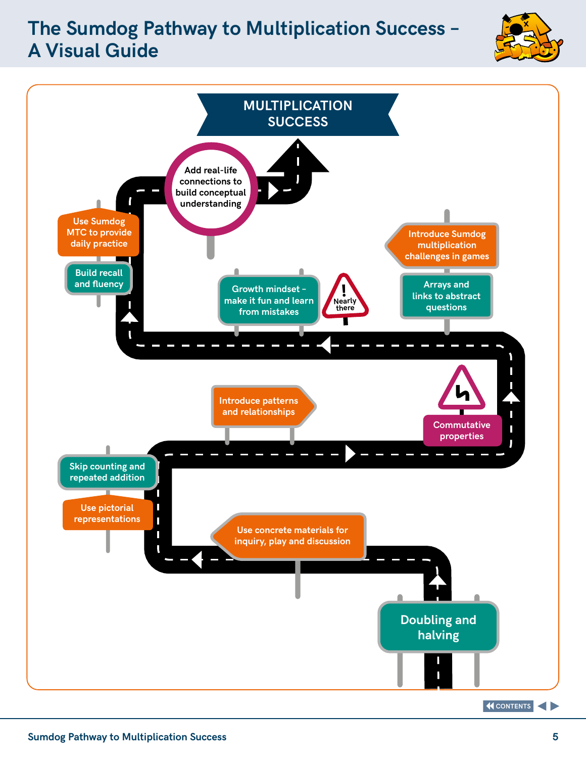# The Sumdog Pathway to Multiplication Success – A Visual Guide

**MULTIPLICATION SUCCESS**

- Doubling and halving
- Use concrete materials for inquiry, play and discussion
- Use pictorial representations
- Skip counting and repeated addition
- Introduce patterns and relationships
- Commutative properties
- Arrays and links to abstract questions
- Introduce Sumdog multiplication challenges in games
- Nearly there
- Growth mindset – make it fun and learn from mistakes
- Build recall and fluency
- Use Sumdog MTC to provide daily practice
- Add real-life connections to build conceptual understanding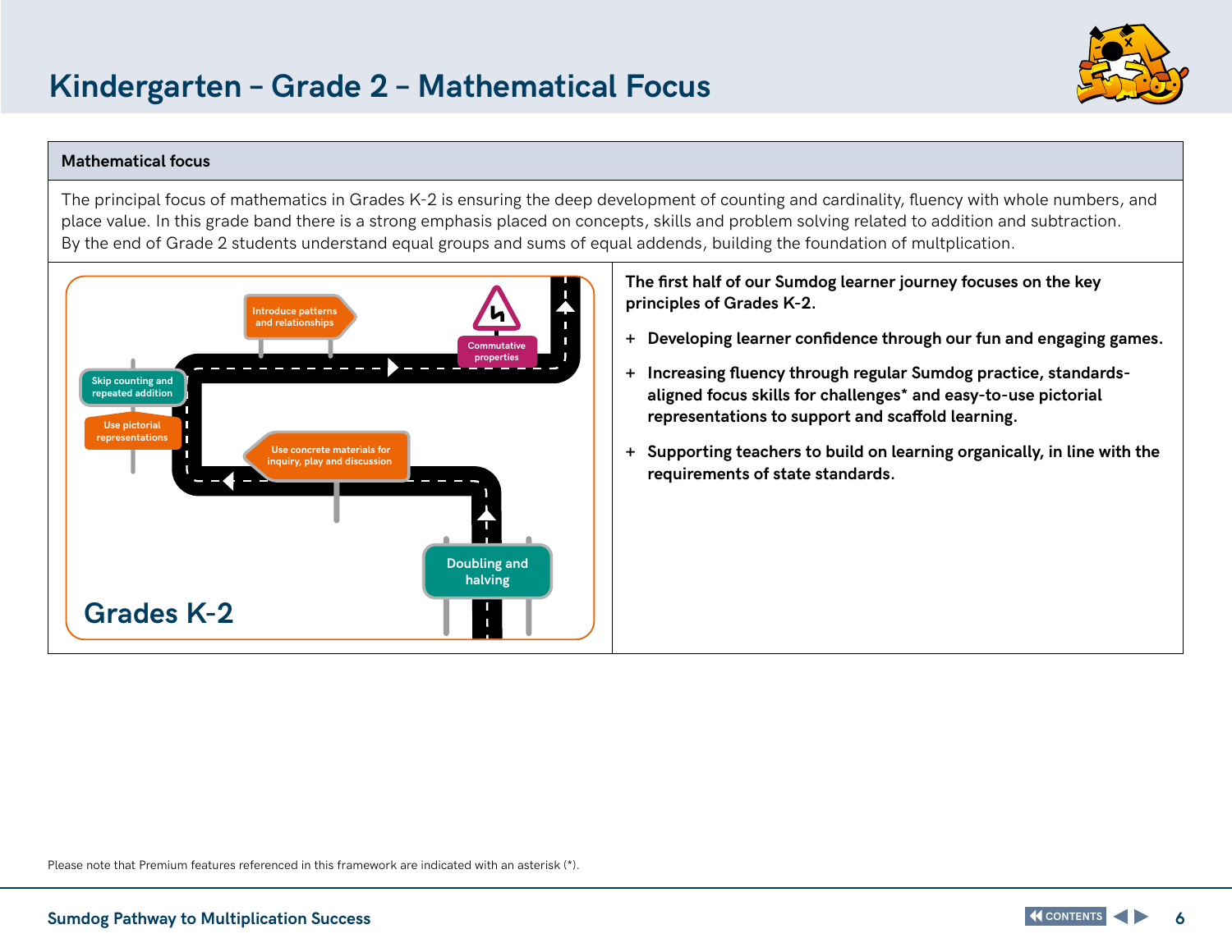# Kindergarten – Grade 2 – Mathematical Focus

## Mathematical focus

The principal focus of mathematics in Grades K-2 is ensuring the deep development of counting and cardinality, fluency with whole numbers, and place value. In this grade band there is a strong emphasis placed on concepts, skills and problem solving related to addition and subtraction. By the end of Grade 2 students understand equal groups and sums of equal addends, building the foundation of multplication.

Doubling and halving

Use concrete materials for inquiry, play and discussion

Use pictorial representations

Skip counting and repeated addition

Introduce patterns and relationships

Commutative properties

Grades K-2

**The first half of our Sumdog learner journey focuses on the key principles of Grades K-2.**

- **Developing learner confidence through our fun and engaging games.**
- **Increasing fluency through regular Sumdog practice, standards-aligned focus skills for challenges* and easy-to-use pictorial representations to support and scaffold learning.**
- **Supporting teachers to build on learning organically, in line with the requirements of state standards.**

Please note that Premium features referenced in this framework are indicated with an asterisk (*).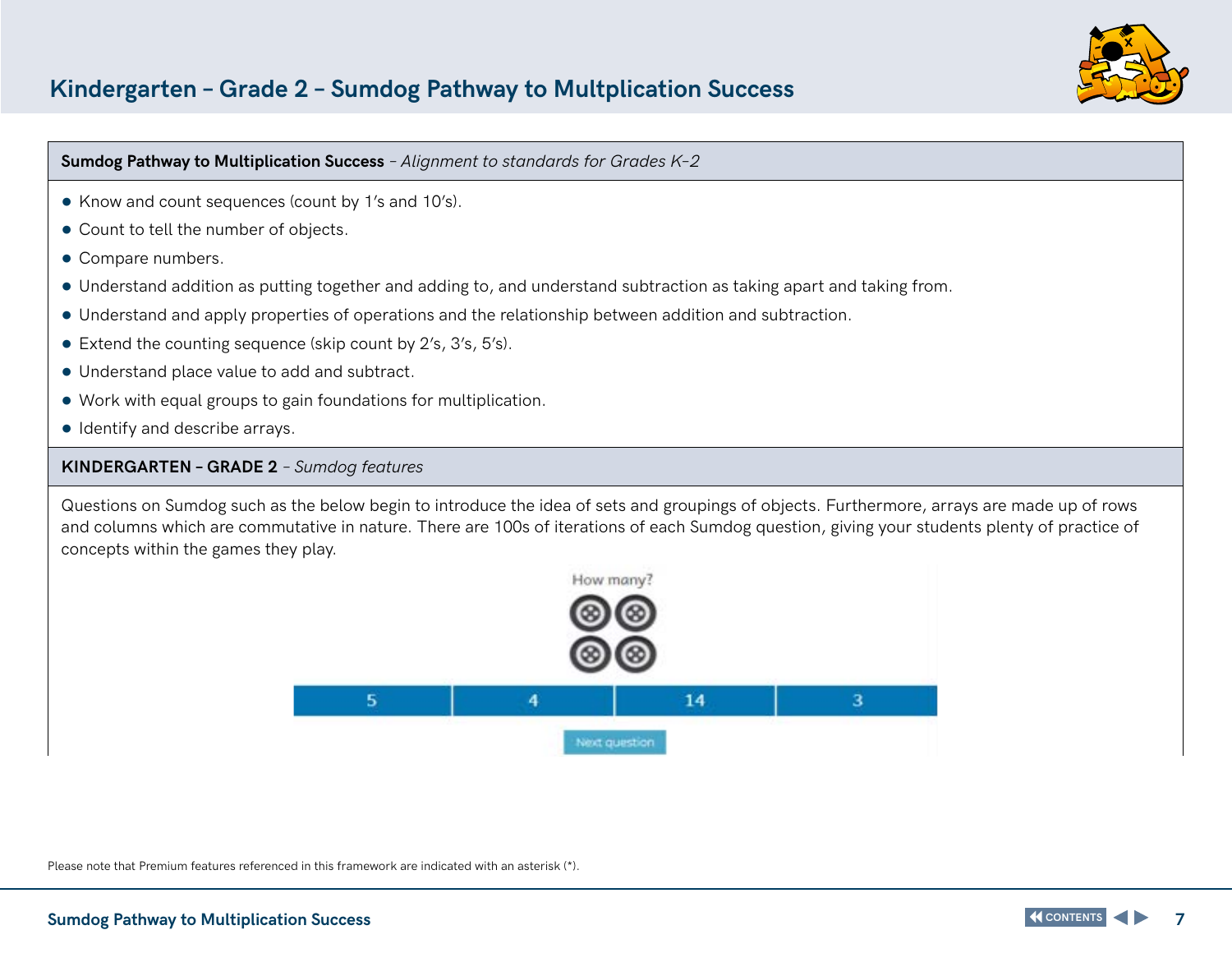## Kindergarten – Grade 2 – Sumdog Pathway to Multplication Success

**Sumdog Pathway to Multiplication Success** – *Alignment to standards for Grades K-2*

- Know and count sequences (count by 1's and 10's).
- Count to tell the number of objects.
- Compare numbers.
- Understand addition as putting together and adding to, and understand subtraction as taking apart and taking from.
- Understand and apply properties of operations and the relationship between addition and subtraction.
- Extend the counting sequence (skip count by 2's, 3's, 5's).
- Understand place value to add and subtract.
- Work with equal groups to gain foundations for multiplication.
- Identify and describe arrays.

**KINDERGARTEN – GRADE 2** – *Sumdog features*

Questions on Sumdog such as the below begin to introduce the idea of sets and groupings of objects. Furthermore, arrays are made up of rows and columns which are commutative in nature. There are 100s of iterations of each Sumdog question, giving your students plenty of practice of concepts within the games they play.

How many?

| 5 | 4 | 14 | 3 |
|---|---|---|---|

Next question

Please note that Premium features referenced in this framework are indicated with an asterisk (*).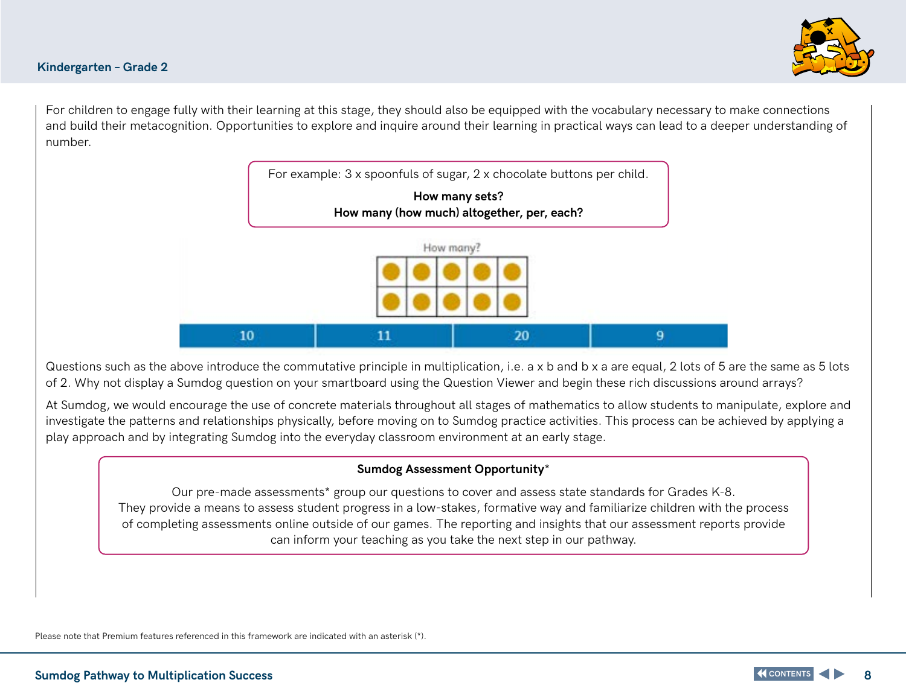For children to engage fully with their learning at this stage, they should also be equipped with the vocabulary necessary to make connections and build their metacognition. Opportunities to explore and inquire around their learning in practical ways can lead to a deeper understanding of number.

> For example: 3 x spoonfuls of sugar, 2 x chocolate buttons per child.
>
> **How many sets?**
> **How many (how much) altogether, per, each?**

How many?

| 10 | 11 | 20 | 9 |
|---|---|---|---|

Questions such as the above introduce the commutative principle in multiplication, i.e. a x b and b x a are equal, 2 lots of 5 are the same as 5 lots of 2. Why not display a Sumdog question on your smartboard using the Question Viewer and begin these rich discussions around arrays?

At Sumdog, we would encourage the use of concrete materials throughout all stages of mathematics to allow students to manipulate, explore and investigate the patterns and relationships physically, before moving on to Sumdog practice activities. This process can be achieved by applying a play approach and by integrating Sumdog into the everyday classroom environment at an early stage.

> **Sumdog Assessment Opportunity***
>
> Our pre-made assessments* group our questions to cover and assess state standards for Grades K-8. They provide a means to assess student progress in a low-stakes, formative way and familiarize children with the process of completing assessments online outside of our games. The reporting and insights that our assessment reports provide can inform your teaching as you take the next step in our pathway.

Please note that Premium features referenced in this framework are indicated with an asterisk (*).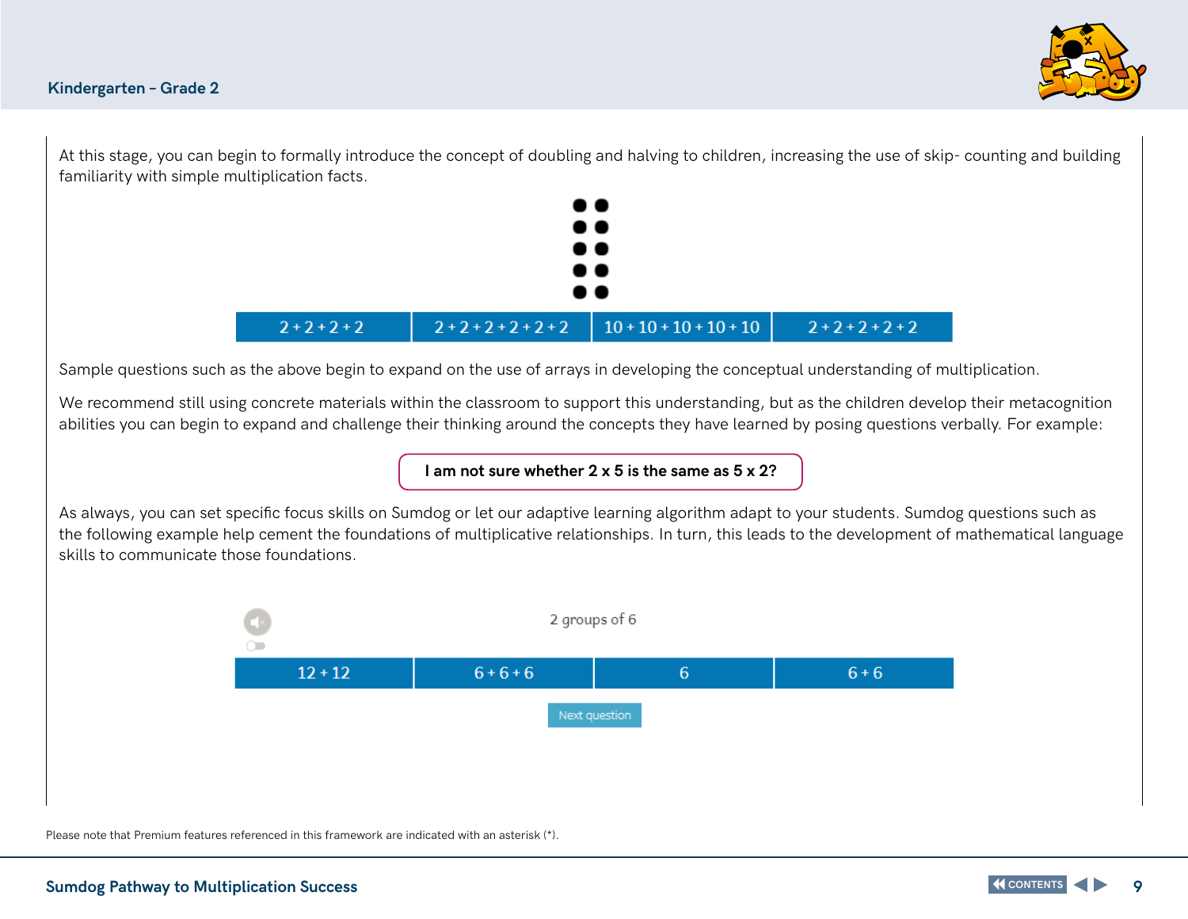At this stage, you can begin to formally introduce the concept of doubling and halving to children, increasing the use of skip- counting and building familiarity with simple multiplication facts.

| 2 + 2 + 2 + 2 | 2 + 2 + 2 + 2 + 2 + 2 | 10 + 10 + 10 + 10 + 10 | 2 + 2 + 2 + 2 + 2 |
|---|---|---|---|

Sample questions such as the above begin to expand on the use of arrays in developing the conceptual understanding of multiplication.

We recommend still using concrete materials within the classroom to support this understanding, but as the children develop their metacognition abilities you can begin to expand and challenge their thinking around the concepts they have learned by posing questions verbally. For example:

**I am not sure whether 2 x 5 is the same as 5 x 2?**

As always, you can set specific focus skills on Sumdog or let our adaptive learning algorithm adapt to your students. Sumdog questions such as the following example help cement the foundations of multiplicative relationships. In turn, this leads to the development of mathematical language skills to communicate those foundations.

2 groups of 6

| 12 + 12 | 6 + 6 + 6 | 6 | 6 + 6 |
|---|---|---|---|

Next question

Please note that Premium features referenced in this framework are indicated with an asterisk (*).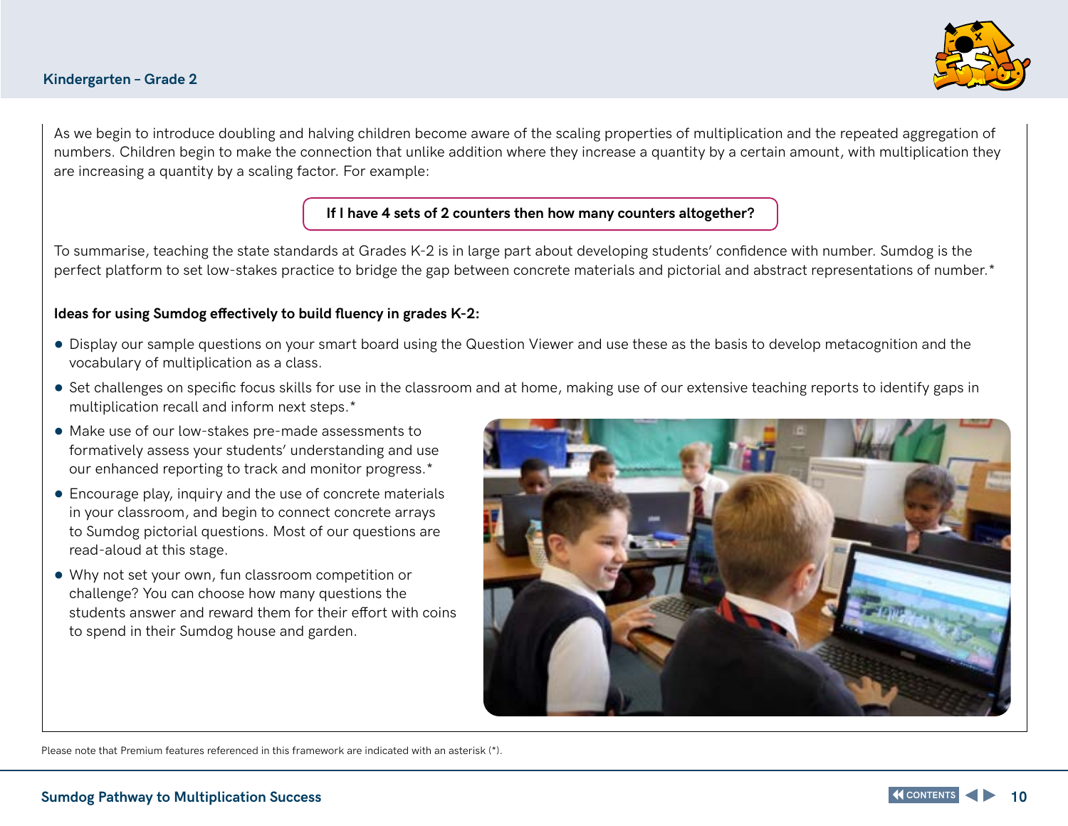As we begin to introduce doubling and halving children become aware of the scaling properties of multiplication and the repeated aggregation of numbers. Children begin to make the connection that unlike addition where they increase a quantity by a certain amount, with multiplication they are increasing a quantity by a scaling factor. For example:

**If I have 4 sets of 2 counters then how many counters altogether?**

To summarise, teaching the state standards at Grades K-2 is in large part about developing students' confidence with number. Sumdog is the perfect platform to set low-stakes practice to bridge the gap between concrete materials and pictorial and abstract representations of number.*

**Ideas for using Sumdog effectively to build fluency in grades K-2:**

- Display our sample questions on your smart board using the Question Viewer and use these as the basis to develop metacognition and the vocabulary of multiplication as a class.
- Set challenges on specific focus skills for use in the classroom and at home, making use of our extensive teaching reports to identify gaps in multiplication recall and inform next steps.*
- Make use of our low-stakes pre-made assessments to formatively assess your students' understanding and use our enhanced reporting to track and monitor progress.*
- Encourage play, inquiry and the use of concrete materials in your classroom, and begin to connect concrete arrays to Sumdog pictorial questions. Most of our questions are read-aloud at this stage.
- Why not set your own, fun classroom competition or challenge? You can choose how many questions the students answer and reward them for their effort with coins to spend in their Sumdog house and garden.

Please note that Premium features referenced in this framework are indicated with an asterisk (*).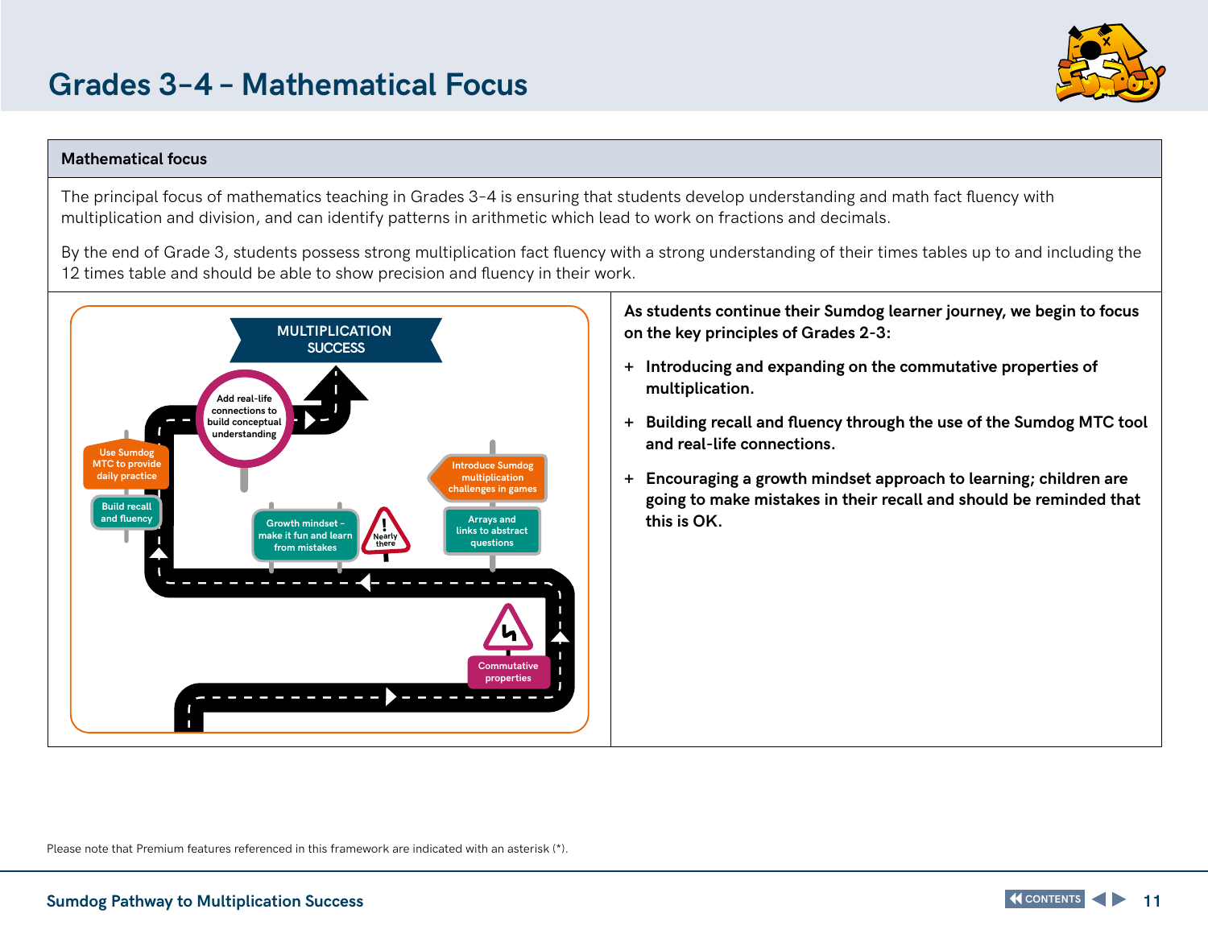# Grades 3–4 – Mathematical Focus

## Mathematical focus

The principal focus of mathematics teaching in Grades 3–4 is ensuring that students develop understanding and math fact fluency with multiplication and division, and can identify patterns in arithmetic which lead to work on fractions and decimals.

By the end of Grade 3, students possess strong multiplication fact fluency with a strong understanding of their times tables up to and including the 12 times table and should be able to show precision and fluency in their work.

MULTIPLICATION SUCCESS

- Commutative properties
- Arrays and links to abstract questions
- Introduce Sumdog multiplication challenges in games
- Nearly there
- Growth mindset - make it fun and learn from mistakes
- Build recall and fluency
- Use Sumdog MTC to provide daily practice
- Add real-life connections to build conceptual understanding

**As students continue their Sumdog learner journey, we begin to focus on the key principles of Grades 2-3:**

- **Introducing and expanding on the commutative properties of multiplication.**
- **Building recall and fluency through the use of the Sumdog MTC tool and real-life connections.**
- **Encouraging a growth mindset approach to learning; children are going to make mistakes in their recall and should be reminded that this is OK.**

Please note that Premium features referenced in this framework are indicated with an asterisk (*).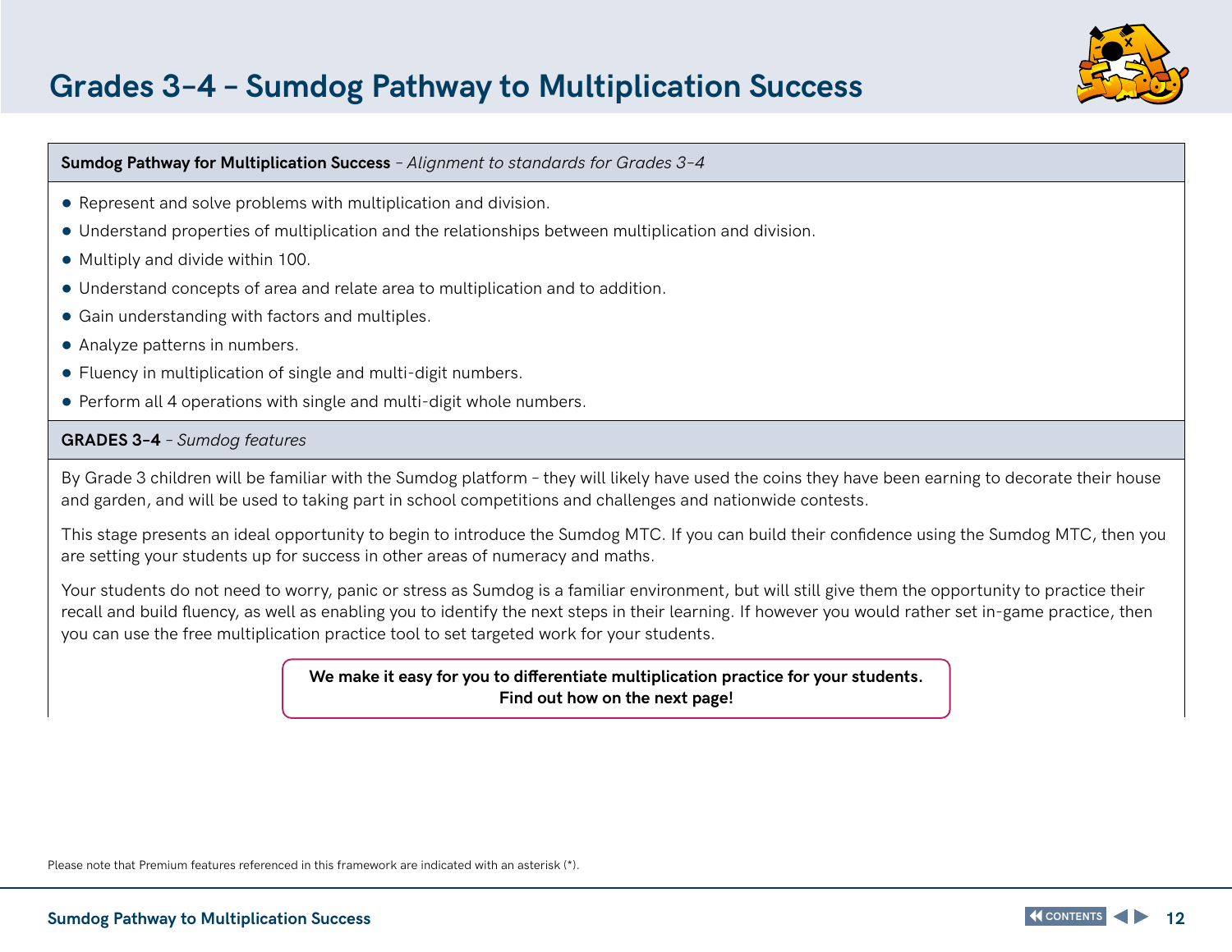# Grades 3–4 – Sumdog Pathway to Multiplication Success

**Sumdog Pathway for Multiplication Success** – *Alignment to standards for Grades 3–4*

- Represent and solve problems with multiplication and division.
- Understand properties of multiplication and the relationships between multiplication and division.
- Multiply and divide within 100.
- Understand concepts of area and relate area to multiplication and to addition.
- Gain understanding with factors and multiples.
- Analyze patterns in numbers.
- Fluency in multiplication of single and multi-digit numbers.
- Perform all 4 operations with single and multi-digit whole numbers.

**GRADES 3–4** – *Sumdog features*

By Grade 3 children will be familiar with the Sumdog platform – they will likely have used the coins they have been earning to decorate their house and garden, and will be used to taking part in school competitions and challenges and nationwide contests.

This stage presents an ideal opportunity to begin to introduce the Sumdog MTC. If you can build their confidence using the Sumdog MTC, then you are setting your students up for success in other areas of numeracy and maths.

Your students do not need to worry, panic or stress as Sumdog is a familiar environment, but will still give them the opportunity to practice their recall and build fluency, as well as enabling you to identify the next steps in their learning. If however you would rather set in-game practice, then you can use the free multiplication practice tool to set targeted work for your students.

**We make it easy for you to differentiate multiplication practice for your students. Find out how on the next page!**

Please note that Premium features referenced in this framework are indicated with an asterisk (*).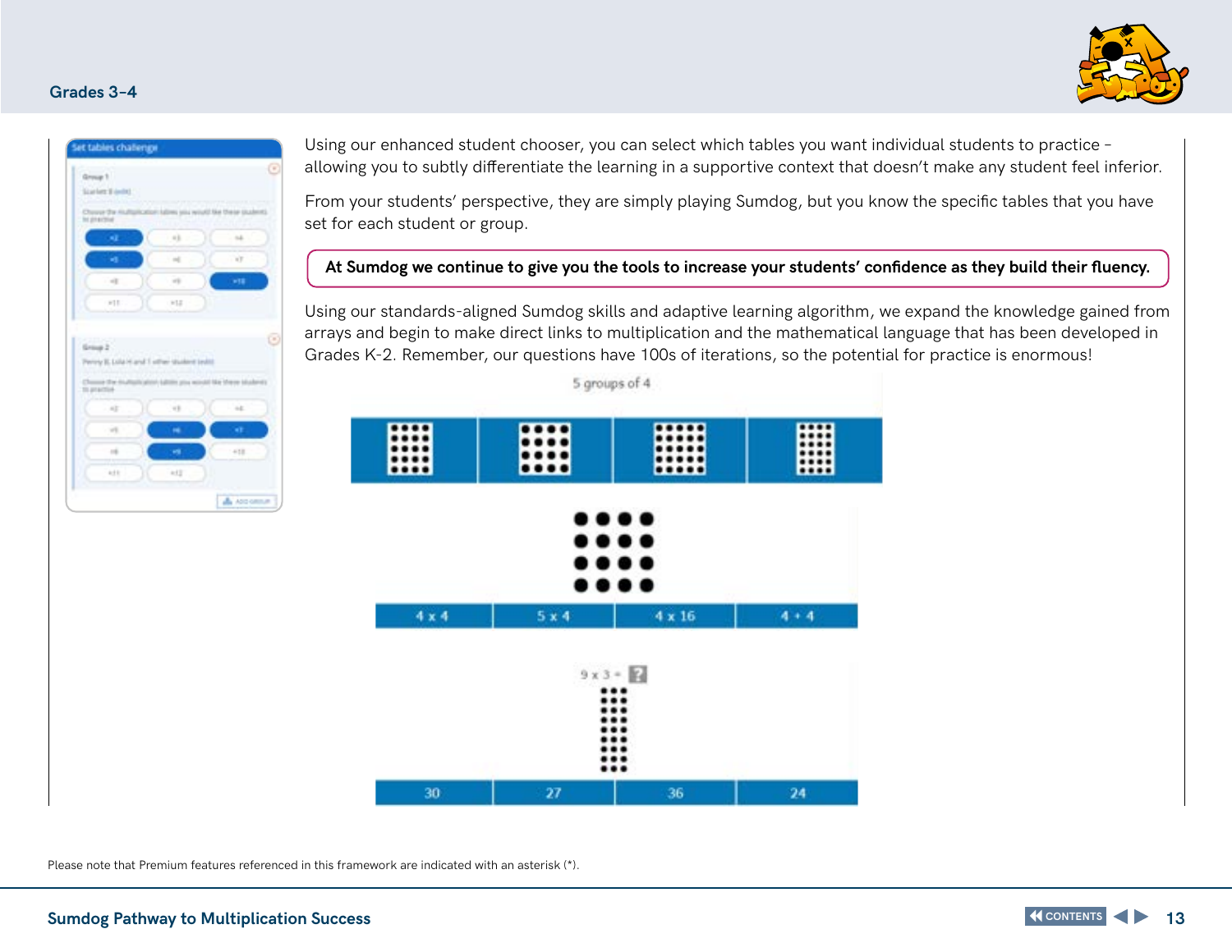Using our enhanced student chooser, you can select which tables you want individual students to practice – allowing you to subtly differentiate the learning in a supportive context that doesn't make any student feel inferior.

From your students' perspective, they are simply playing Sumdog, but you know the specific tables that you have set for each student or group.

**At Sumdog we continue to give you the tools to increase your students' confidence as they build their fluency.**

Using our standards-aligned Sumdog skills and adaptive learning algorithm, we expand the knowledge gained from arrays and begin to make direct links to multiplication and the mathematical language that has been developed in Grades K-2. Remember, our questions have 100s of iterations, so the potential for practice is enormous!

Please note that Premium features referenced in this framework are indicated with an asterisk (*).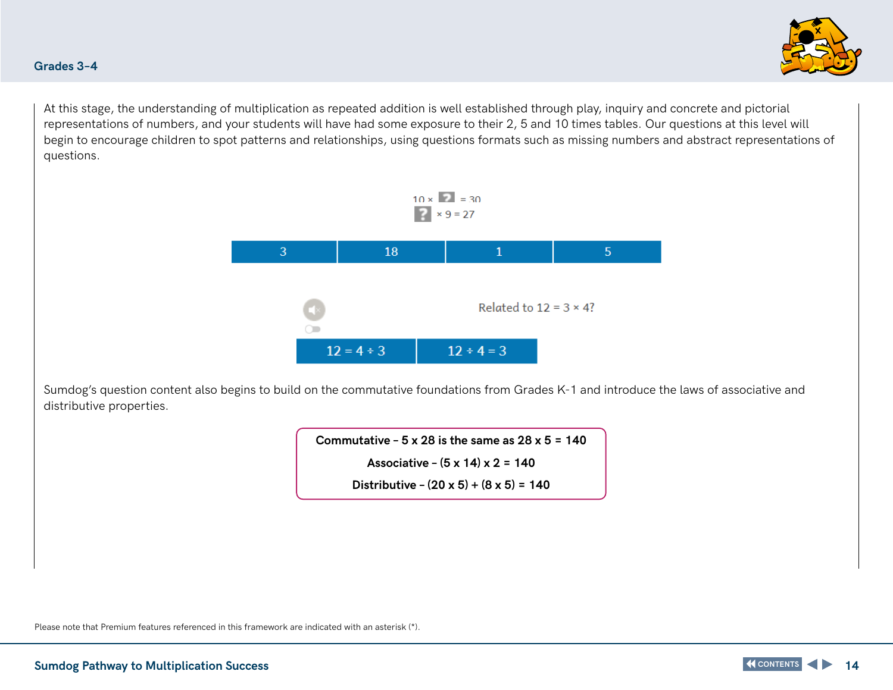## Grades 3-4

At this stage, the understanding of multiplication as repeated addition is well established through play, inquiry and concrete and pictorial representations of numbers, and your students will have had some exposure to their 2, 5 and 10 times tables. Our questions at this level will begin to encourage children to spot patterns and relationships, using questions formats such as missing numbers and abstract representations of questions.

10 × ? = 30
? × 9 = 27

| 3 | 18 | 1 | 5 |
|---|---|---|---|

Related to 12 = 3 × 4?

| 12 = 4 ÷ 3 | 12 ÷ 4 = 3 |
|---|---|

Sumdog's question content also begins to build on the commutative foundations from Grades K-1 and introduce the laws of associative and distributive properties.

**Commutative – 5 x 28 is the same as 28 x 5 = 140**

**Associative – (5 x 14) x 2 = 140**

**Distributive – (20 x 5) + (8 x 5) = 140**

Please note that Premium features referenced in this framework are indicated with an asterisk (*).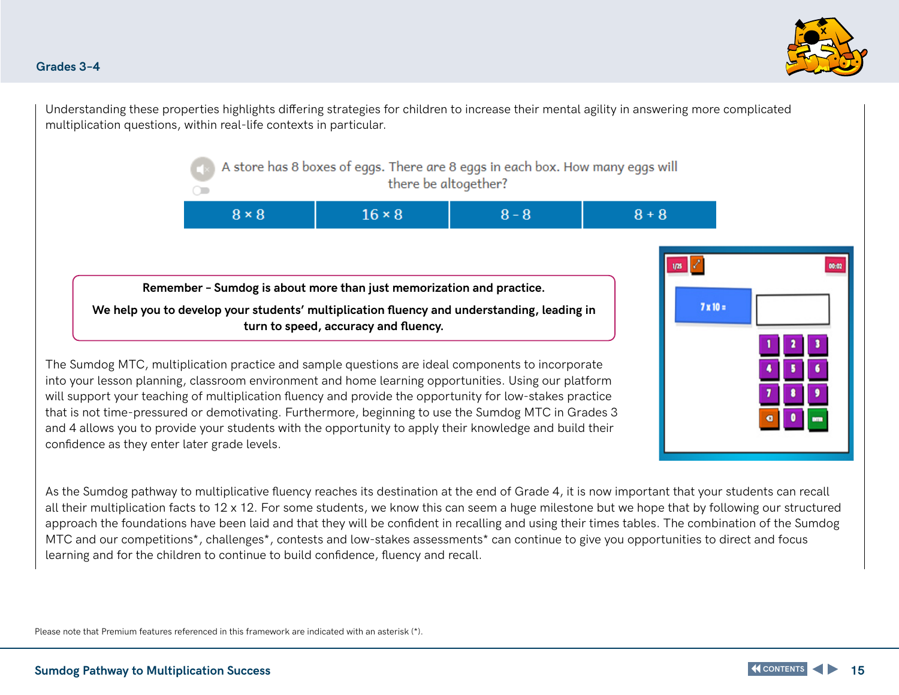Understanding these properties highlights differing strategies for children to increase their mental agility in answering more complicated multiplication questions, within real-life contexts in particular.

A store has 8 boxes of eggs. There are 8 eggs in each box. How many eggs will there be altogether?

| 8 × 8 | 16 × 8 | 8 - 8 | 8 + 8 |
|---|---|---|---|

**Remember – Sumdog is about more than just memorization and practice.**

**We help you to develop your students' multiplication fluency and understanding, leading in turn to speed, accuracy and fluency.**

The Sumdog MTC, multiplication practice and sample questions are ideal components to incorporate into your lesson planning, classroom environment and home learning opportunities. Using our platform will support your teaching of multiplication fluency and provide the opportunity for low-stakes practice that is not time-pressured or demotivating. Furthermore, beginning to use the Sumdog MTC in Grades 3 and 4 allows you to provide your students with the opportunity to apply their knowledge and build their confidence as they enter later grade levels.

As the Sumdog pathway to multiplicative fluency reaches its destination at the end of Grade 4, it is now important that your students can recall all their multiplication facts to 12 x 12. For some students, we know this can seem a huge milestone but we hope that by following our structured approach the foundations have been laid and that they will be confident in recalling and using their times tables. The combination of the Sumdog MTC and our competitions*, challenges*, contests and low-stakes assessments* can continue to give you opportunities to direct and focus learning and for the children to continue to build confidence, fluency and recall.

Please note that Premium features referenced in this framework are indicated with an asterisk (*).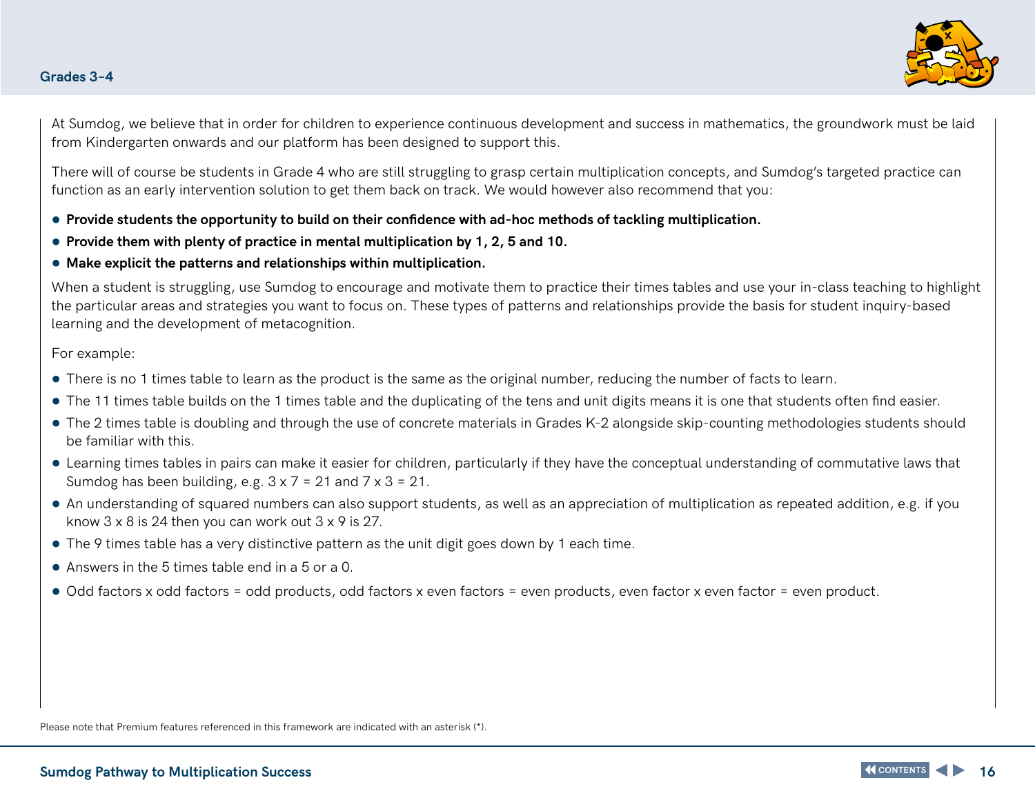At Sumdog, we believe that in order for children to experience continuous development and success in mathematics, the groundwork must be laid from Kindergarten onwards and our platform has been designed to support this.

There will of course be students in Grade 4 who are still struggling to grasp certain multiplication concepts, and Sumdog's targeted practice can function as an early intervention solution to get them back on track. We would however also recommend that you:

- **Provide students the opportunity to build on their confidence with ad-hoc methods of tackling multiplication.**
- **Provide them with plenty of practice in mental multiplication by 1, 2, 5 and 10.**
- **Make explicit the patterns and relationships within multiplication.**

When a student is struggling, use Sumdog to encourage and motivate them to practice their times tables and use your in-class teaching to highlight the particular areas and strategies you want to focus on. These types of patterns and relationships provide the basis for student inquiry-based learning and the development of metacognition.

For example:

- There is no 1 times table to learn as the product is the same as the original number, reducing the number of facts to learn.
- The 11 times table builds on the 1 times table and the duplicating of the tens and unit digits means it is one that students often find easier.
- The 2 times table is doubling and through the use of concrete materials in Grades K-2 alongside skip-counting methodologies students should be familiar with this.
- Learning times tables in pairs can make it easier for children, particularly if they have the conceptual understanding of commutative laws that Sumdog has been building, e.g. 3 x 7 = 21 and 7 x 3 = 21.
- An understanding of squared numbers can also support students, as well as an appreciation of multiplication as repeated addition, e.g. if you know 3 x 8 is 24 then you can work out 3 x 9 is 27.
- The 9 times table has a very distinctive pattern as the unit digit goes down by 1 each time.
- Answers in the 5 times table end in a 5 or a 0.
- Odd factors x odd factors = odd products, odd factors x even factors = even products, even factor x even factor = even product.

Please note that Premium features referenced in this framework are indicated with an asterisk (*).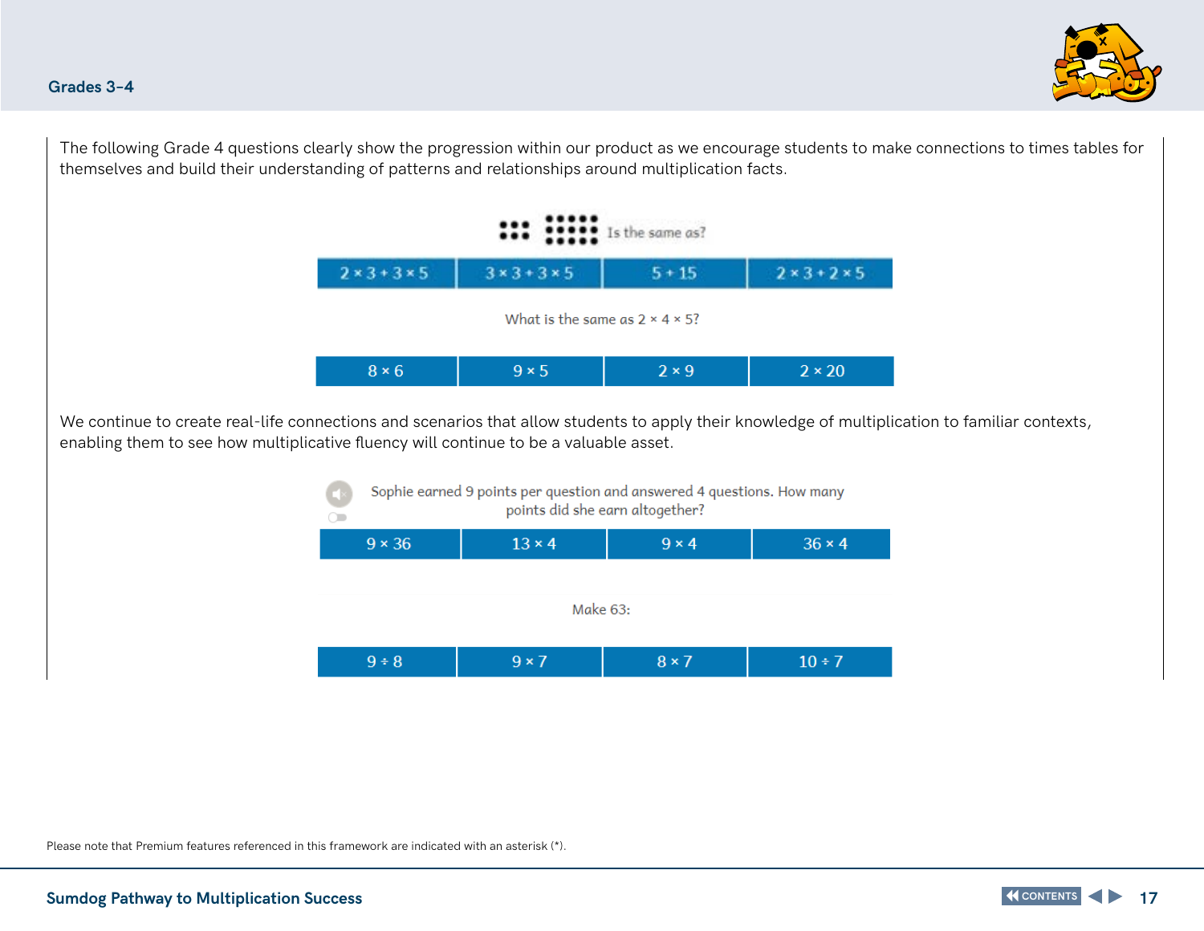The following Grade 4 questions clearly show the progression within our product as we encourage students to make connections to times tables for themselves and build their understanding of patterns and relationships around multiplication facts.

Is the same as?

| $2 \times 3 + 3 \times 5$ | $3 \times 3 + 3 \times 5$ | $5 + 15$ | $2 \times 3 + 2 \times 5$ |
|---|---|---|---|

What is the same as $2 \times 4 \times 5$?

| $8 \times 6$ | $9 \times 5$ | $2 \times 9$ | $2 \times 20$ |
|---|---|---|---|

We continue to create real-life connections and scenarios that allow students to apply their knowledge of multiplication to familiar contexts, enabling them to see how multiplicative fluency will continue to be a valuable asset.

Sophie earned 9 points per question and answered 4 questions. How many points did she earn altogether?

| $9 \times 36$ | $13 \times 4$ | $9 \times 4$ | $36 \times 4$ |
|---|---|---|---|

Make 63:

| $9 \div 8$ | $9 \times 7$ | $8 \times 7$ | $10 \div 7$ |
|---|---|---|---|

Please note that Premium features referenced in this framework are indicated with an asterisk (*).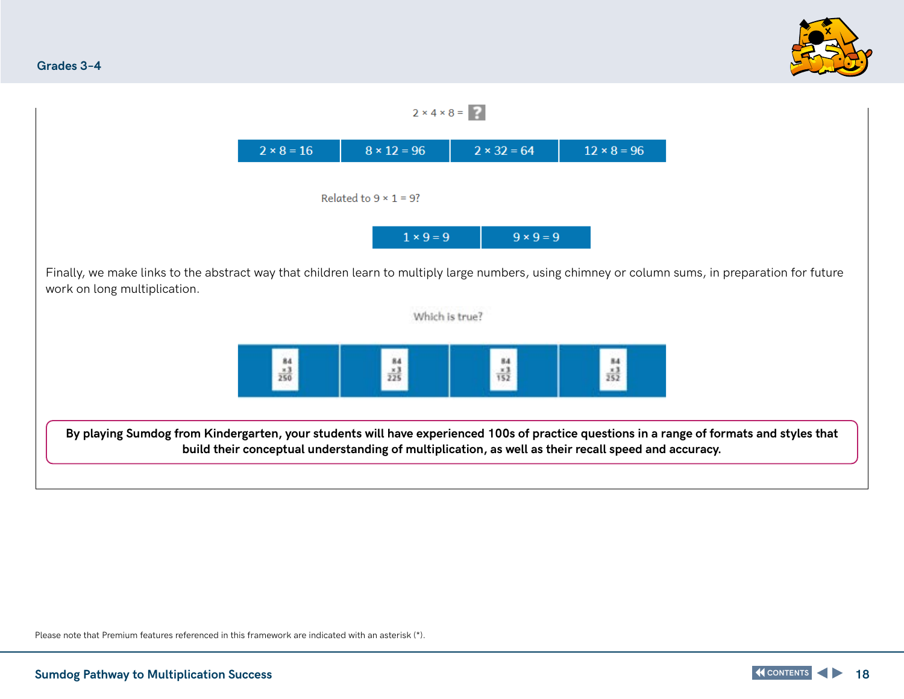$2 \times 4 \times 8 =$ ?

| $2 \times 8 = 16$ | $8 \times 12 = 96$ | $2 \times 32 = 64$ | $12 \times 8 = 96$ |
|---|---|---|---|

Related to $9 \times 1 = 9$?

| $1 \times 9 = 9$ | $9 \times 9 = 9$ |
|---|---|

Finally, we make links to the abstract way that children learn to multiply large numbers, using chimney or column sums, in preparation for future work on long multiplication.

Which is true?

| $84 \times 3 = 250$ | $84 \times 3 = 225$ | $84 \times 3 = 152$ | $84 \times 3 = 252$ |
|---|---|---|---|

**By playing Sumdog from Kindergarten, your students will have experienced 100s of practice questions in a range of formats and styles that build their conceptual understanding of multiplication, as well as their recall speed and accuracy.**

Please note that Premium features referenced in this framework are indicated with an asterisk (*).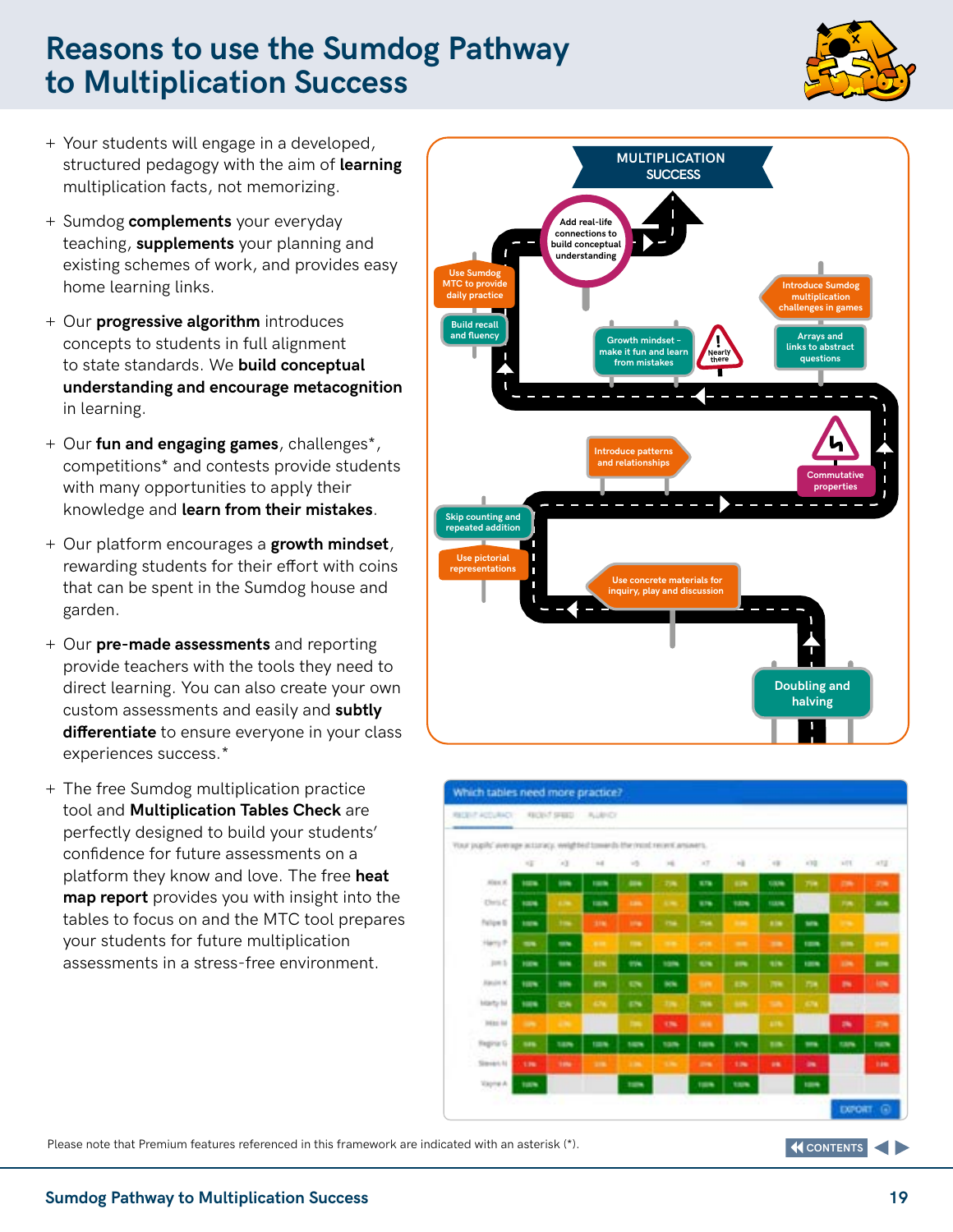# Reasons to use the Sumdog Pathway to Multiplication Success

- Your students will engage in a developed, structured pedagogy with the aim of **learning** multiplication facts, not memorizing.
- Sumdog **complements** your everyday teaching, **supplements** your planning and existing schemes of work, and provides easy home learning links.
- Our **progressive algorithm** introduces concepts to students in full alignment to state standards. We **build conceptual understanding and encourage metacognition** in learning.
- Our **fun and engaging games**, challenges*, competitions* and contests provide students with many opportunities to apply their knowledge and **learn from their mistakes**.
- Our platform encourages a **growth mindset**, rewarding students for their effort with coins that can be spent in the Sumdog house and garden.
- Our **pre-made assessments** and reporting provide teachers with the tools they need to direct learning. You can also create your own custom assessments and easily and **subtly differentiate** to ensure everyone in your class experiences success.*
- The free Sumdog multiplication practice tool and **Multiplication Tables Check** are perfectly designed to build your students' confidence for future assessments on a platform they know and love. The free **heat map report** provides you with insight into the tables to focus on and the MTC tool prepares your students for future multiplication assessments in a stress-free environment.

**MULTIPLICATION SUCCESS**

- Doubling and halving
- Use concrete materials for inquiry, play and discussion
- Use pictorial representations
- Skip counting and repeated addition
- Introduce patterns and relationships
- Commutative properties
- Arrays and links to abstract questions
- Introduce Sumdog multiplication challenges in games
- Growth mindset - make it fun and learn from mistakes
- Nearly there
- Build recall and fluency
- Use Sumdog MTC to provide daily practice
- Add real-life connections to build conceptual understanding

Which tables need more practice?

Please note that Premium features referenced in this framework are indicated with an asterisk (*).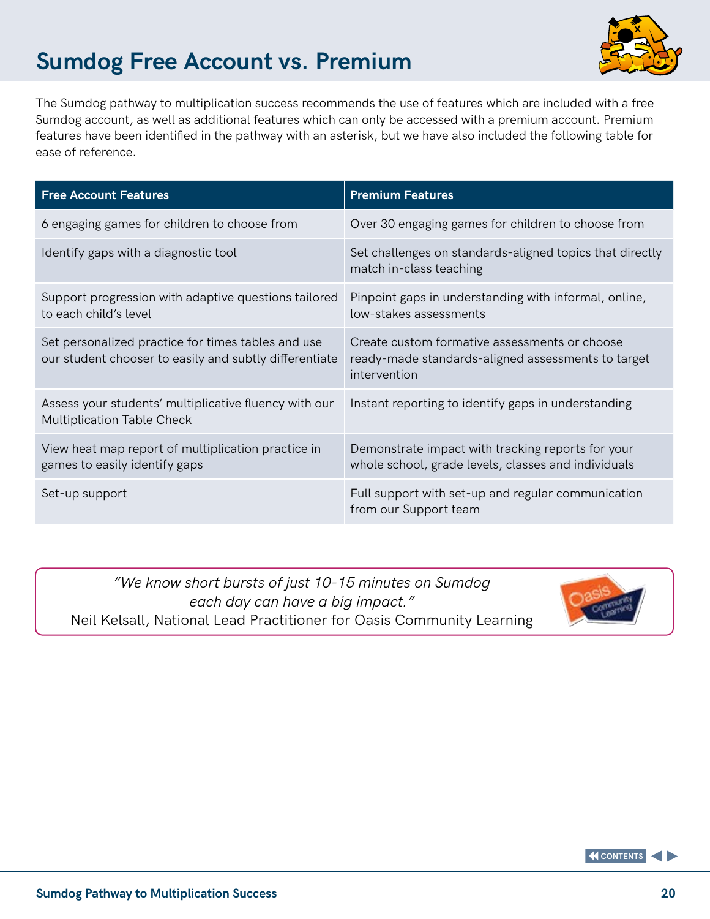# Sumdog Free Account vs. Premium

The Sumdog pathway to multiplication success recommends the use of features which are included with a free Sumdog account, as well as additional features which can only be accessed with a premium account. Premium features have been identified in the pathway with an asterisk, but we have also included the following table for ease of reference.

| Free Account Features | Premium Features |
|---|---|
| 6 engaging games for children to choose from | Over 30 engaging games for children to choose from |
| Identify gaps with a diagnostic tool | Set challenges on standards-aligned topics that directly match in-class teaching |
| Support progression with adaptive questions tailored to each child's level | Pinpoint gaps in understanding with informal, online, low-stakes assessments |
| Set personalized practice for times tables and use our student chooser to easily and subtly differentiate | Create custom formative assessments or choose ready-made standards-aligned assessments to target intervention |
| Assess your students' multiplicative fluency with our Multiplication Table Check | Instant reporting to identify gaps in understanding |
| View heat map report of multiplication practice in games to easily identify gaps | Demonstrate impact with tracking reports for your whole school, grade levels, classes and individuals |
| Set-up support | Full support with set-up and regular communication from our Support team |

*"We know short bursts of just 10-15 minutes on Sumdog each day can have a big impact."*
Neil Kelsall, National Lead Practitioner for Oasis Community Learning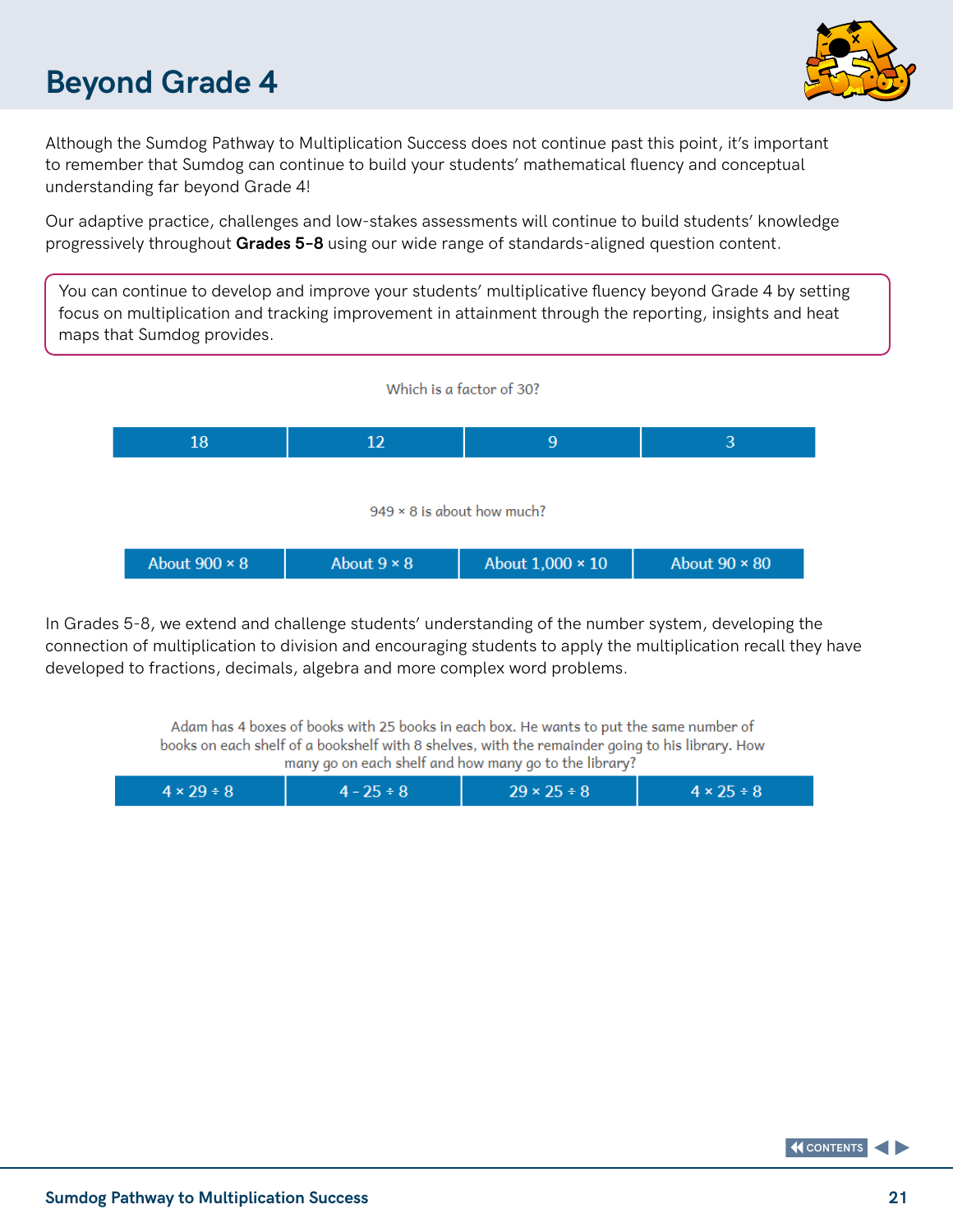# Beyond Grade 4

Although the Sumdog Pathway to Multiplication Success does not continue past this point, it's important to remember that Sumdog can continue to build your students' mathematical fluency and conceptual understanding far beyond Grade 4!

Our adaptive practice, challenges and low-stakes assessments will continue to build students' knowledge progressively throughout **Grades 5-8** using our wide range of standards-aligned question content.

> You can continue to develop and improve your students' multiplicative fluency beyond Grade 4 by setting focus on multiplication and tracking improvement in attainment through the reporting, insights and heat maps that Sumdog provides.

Which is a factor of 30?

| 18 | 12 | 9 | 3 |
|---|---|---|---|

949 × 8 is about how much?

| About 900 × 8 | About 9 × 8 | About 1,000 × 10 | About 90 × 80 |
|---|---|---|---|

In Grades 5-8, we extend and challenge students' understanding of the number system, developing the connection of multiplication to division and encouraging students to apply the multiplication recall they have developed to fractions, decimals, algebra and more complex word problems.

Adam has 4 boxes of books with 25 books in each box. He wants to put the same number of books on each shelf of a bookshelf with 8 shelves, with the remainder going to his library. How many go on each shelf and how many go to the library?

| 4 × 29 ÷ 8 | 4 - 25 ÷ 8 | 29 × 25 ÷ 8 | 4 × 25 ÷ 8 |
|---|---|---|---|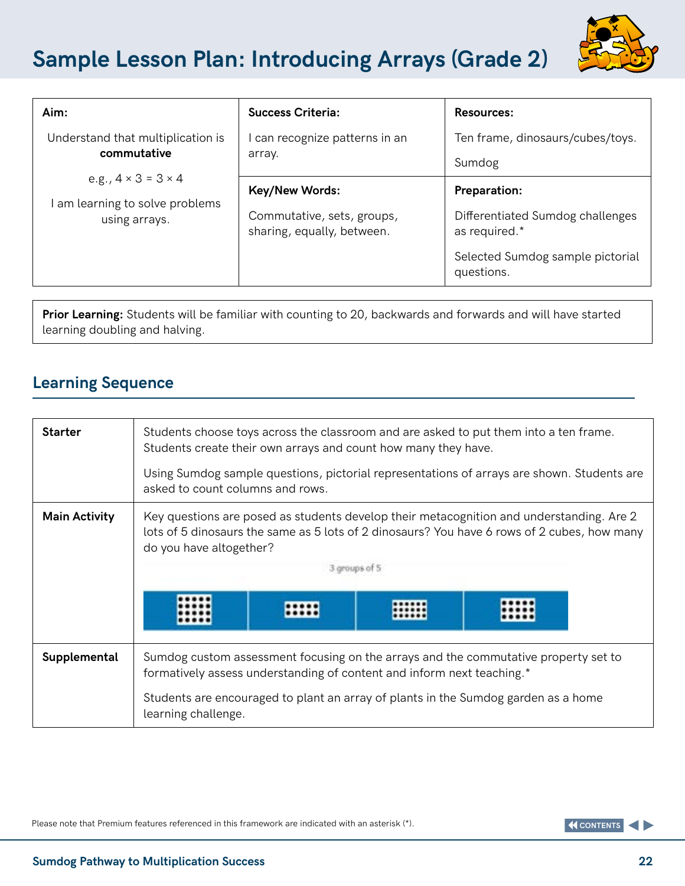# Sample Lesson Plan: Introducing Arrays (Grade 2)

| **Aim:** | **Success Criteria:** | **Resources:** |
|---|---|---|
| Understand that multiplication is **commutative**<br><br>e.g., 4 × 3 = 3 × 4<br><br>I am learning to solve problems using arrays. | I can recognize patterns in an array. | Ten frame, dinosaurs/cubes/toys.<br><br>Sumdog |
| | **Key/New Words:**<br><br>Commutative, sets, groups, sharing, equally, between. | **Preparation:**<br><br>Differentiated Sumdog challenges as required.*<br><br>Selected Sumdog sample pictorial questions. |

**Prior Learning:** Students will be familiar with counting to 20, backwards and forwards and will have started learning doubling and halving.

## Learning Sequence

| | |
|---|---|
| **Starter** | Students choose toys across the classroom and are asked to put them into a ten frame. Students create their own arrays and count how many they have.<br><br>Using Sumdog sample questions, pictorial representations of arrays are shown. Students are asked to count columns and rows. |
| **Main Activity** | Key questions are posed as students develop their metacognition and understanding. Are 2 lots of 5 dinosaurs the same as 5 lots of 2 dinosaurs? You have 6 rows of 2 cubes, how many do you have altogether?<br><br>3 groups of 5 |
| **Supplemental** | Sumdog custom assessment focusing on the arrays and the commutative property set to formatively assess understanding of content and inform next teaching.*<br><br>Students are encouraged to plant an array of plants in the Sumdog garden as a home learning challenge. |

Please note that Premium features referenced in this framework are indicated with an asterisk (*).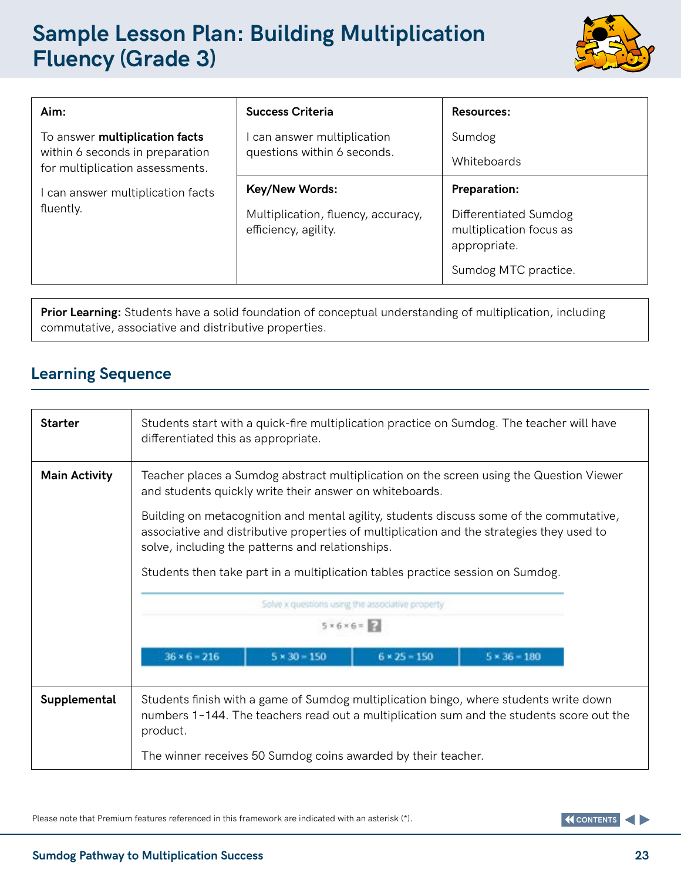# Sample Lesson Plan: Building Multiplication Fluency (Grade 3)

| Aim: | Success Criteria | Resources: |
|---|---|---|
| To answer **multiplication facts** within 6 seconds in preparation for multiplication assessments. | I can answer multiplication questions within 6 seconds. | Sumdog<br><br>Whiteboards |
| I can answer multiplication facts fluently. | **Key/New Words:**<br><br>Multiplication, fluency, accuracy, efficiency, agility. | **Preparation:**<br><br>Differentiated Sumdog multiplication focus as appropriate.<br><br>Sumdog MTC practice. |

**Prior Learning:** Students have a solid foundation of conceptual understanding of multiplication, including commutative, associative and distributive properties.

## Learning Sequence

| | |
|---|---|
| **Starter** | Students start with a quick-fire multiplication practice on Sumdog. The teacher will have differentiated this as appropriate. |
| **Main Activity** | Teacher places a Sumdog abstract multiplication on the screen using the Question Viewer and students quickly write their answer on whiteboards.<br><br>Building on metacognition and mental agility, students discuss some of the commutative, associative and distributive properties of multiplication and the strategies they used to solve, including the patterns and relationships.<br><br>Students then take part in a multiplication tables practice session on Sumdog.<br><br>Solve x questions using the associative property<br><br>5 × 6 × 6 = ?<br><br>36 × 6 = 216 \| 5 × 30 = 150 \| 6 × 25 = 150 \| 5 × 36 = 180 |
| **Supplemental** | Students finish with a game of Sumdog multiplication bingo, where students write down numbers 1–144. The teachers read out a multiplication sum and the students score out the product.<br><br>The winner receives 50 Sumdog coins awarded by their teacher. |

Please note that Premium features referenced in this framework are indicated with an asterisk (*).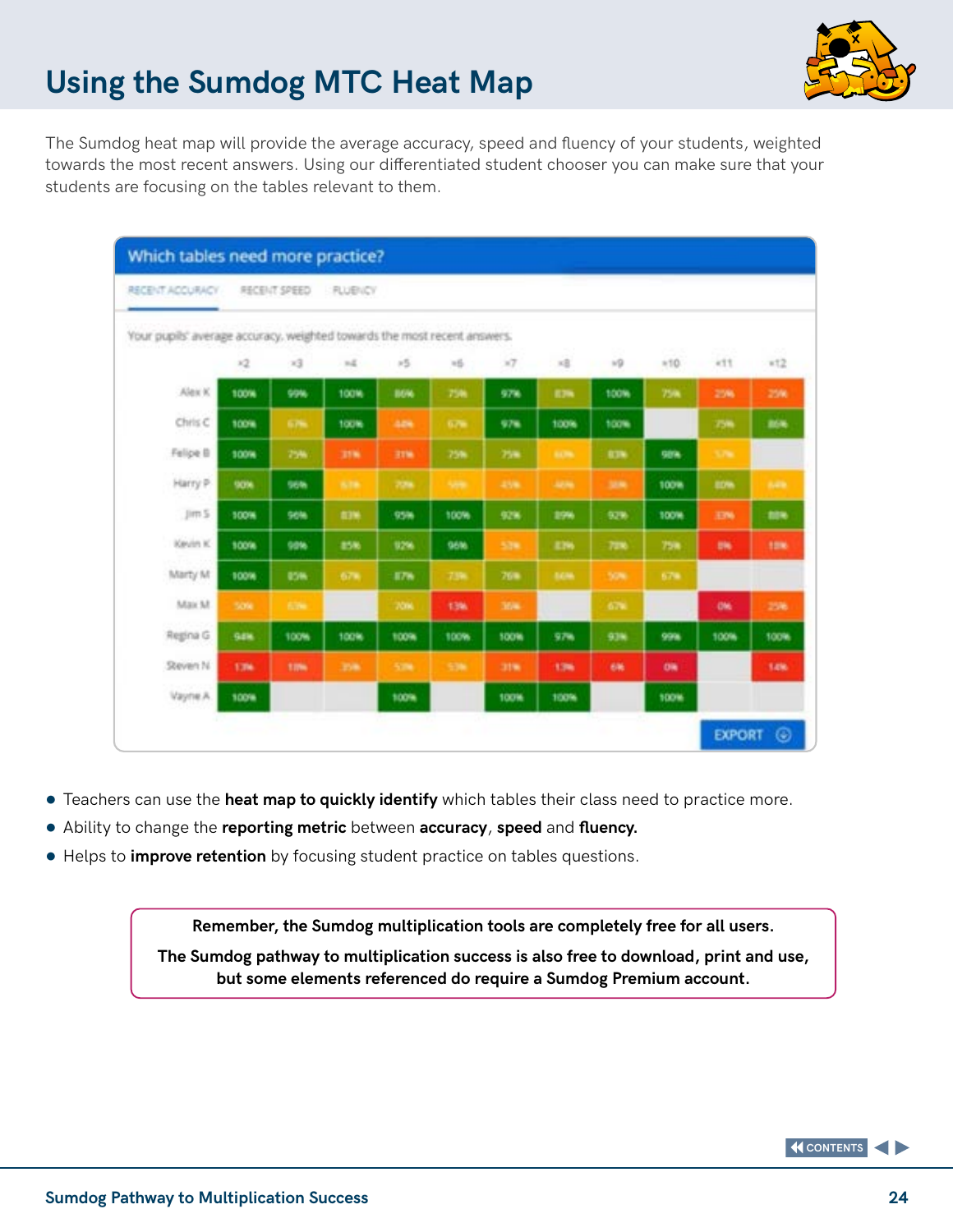# Using the Sumdog MTC Heat Map

The Sumdog heat map will provide the average accuracy, speed and fluency of your students, weighted towards the most recent answers. Using our differentiated student chooser you can make sure that your students are focusing on the tables relevant to them.

**Which tables need more practice?**

RECENT ACCURACY | RECENT SPEED | FLUENCY

Your pupils' average accuracy, weighted towards the most recent answers.

| | ×2 | ×3 | ×4 | ×5 | ×6 | ×7 | ×8 | ×9 | ×10 | ×11 | ×12 |
|---|---|---|---|---|---|---|---|---|---|---|---|
| Alex K | 100% | 99% | 100% | 86% | 75% | 97% | 83% | 100% | 75% | 25% | 25% |
| Chris C | 100% | 67% | 100% | 44% | 67% | 97% | 100% | 100% | | 75% | 86% |
| Felipe B | 100% | 75% | 31% | 31% | 75% | 75% | 60% | 83% | 98% | 57% | |
| Harry P | 90% | 96% | 63% | 70% | 56% | 45% | 46% | 38% | 100% | 80% | 64% |
| Jim S | 100% | 96% | 83% | 95% | 100% | 92% | 89% | 92% | 100% | 33% | 88% |
| Kevin K | 100% | 98% | 85% | 92% | 96% | 53% | 83% | 78% | 75% | 0% | 18% |
| Marty M | 100% | 85% | 67% | 87% | 73% | 76% | 66% | 50% | 67% | | |
| Max M | 50% | 63% | | 70% | 13% | 36% | | 67% | | 0% | 25% |
| Regina G | 94% | 100% | 100% | 100% | 100% | 100% | 97% | 93% | 99% | 100% | 100% |
| Steven N | 13% | 18% | 35% | 53% | 53% | 31% | 13% | 6% | 0% | | 14% |
| Vayne A | 100% | | | 100% | | 100% | 100% | | 100% | | |

EXPORT

- Teachers can use the **heat map to quickly identify** which tables their class need to practice more.
- Ability to change the **reporting metric** between **accuracy**, **speed** and **fluency.**
- Helps to **improve retention** by focusing student practice on tables questions.

**Remember, the Sumdog multiplication tools are completely free for all users.**

**The Sumdog pathway to multiplication success is also free to download, print and use, but some elements referenced do require a Sumdog Premium account.**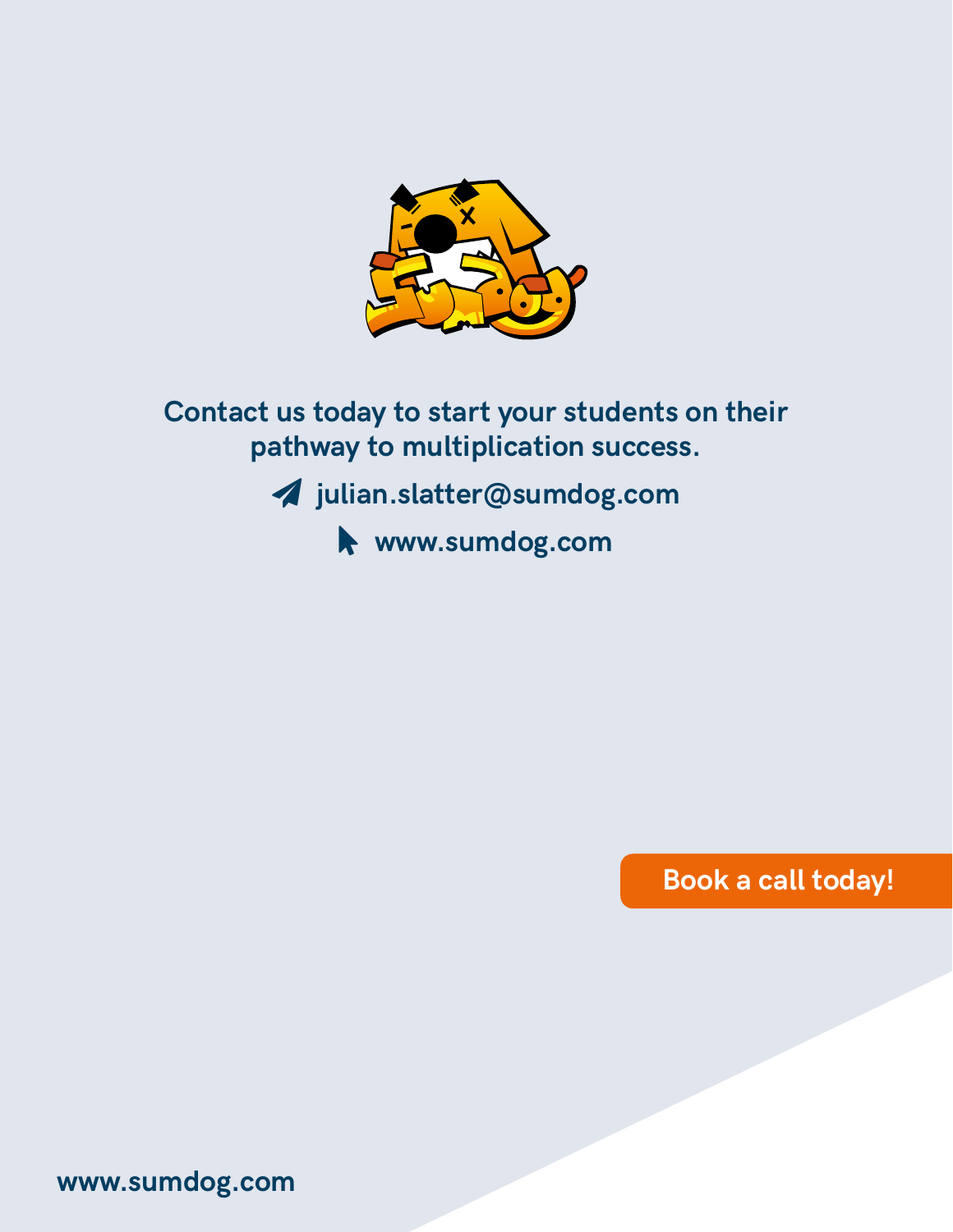**Contact us today to start your students on their pathway to multiplication success.**

**julian.slatter@sumdog.com**

**www.sumdog.com**

**Book a call today!**

**www.sumdog.com**